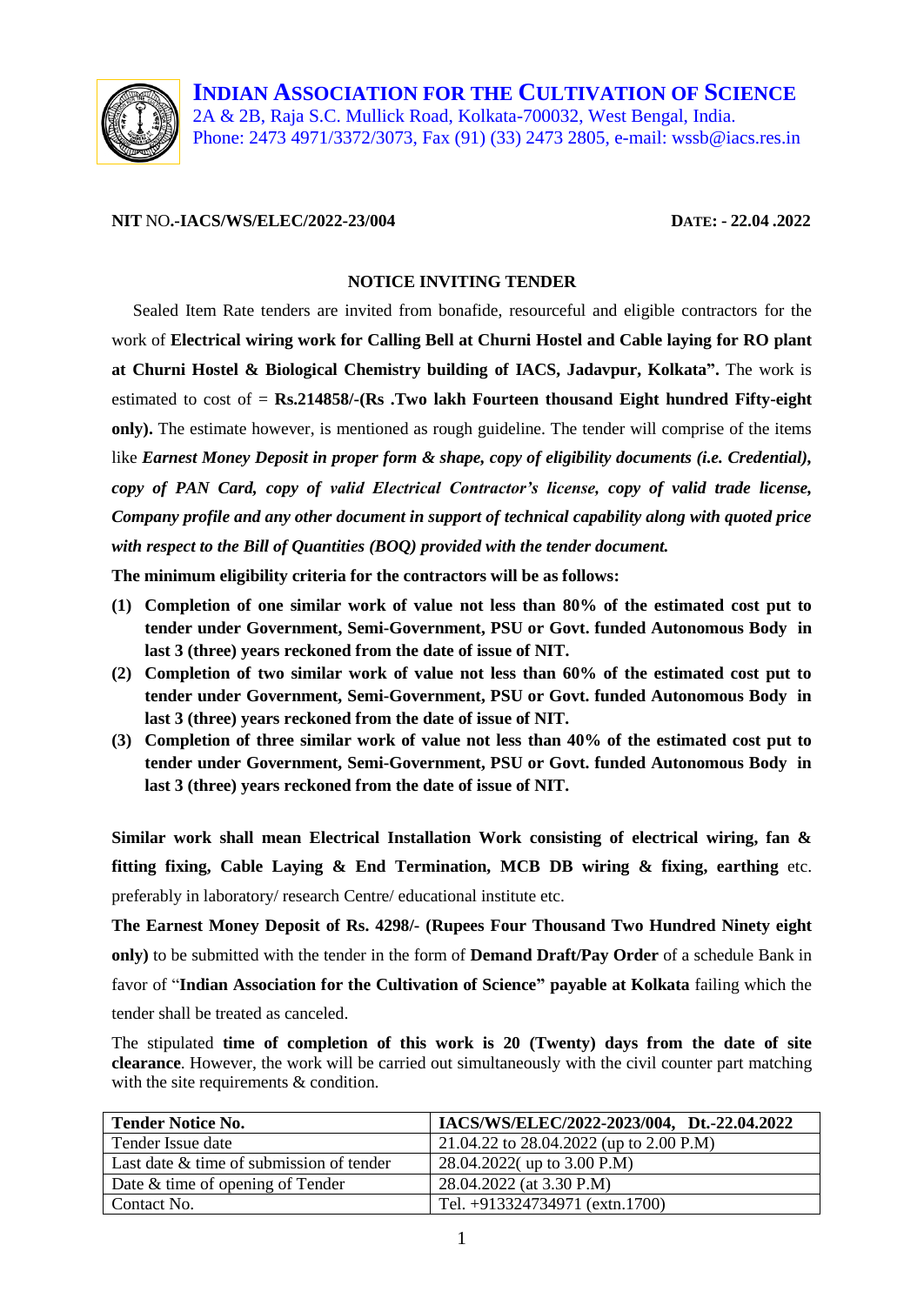# INDIAN ASSOCIATION FOR THE CULTIVATION OF SCIENCE

2A & 2B, Raja S.C. Mullick Road, Kolkata-700032, West Bengal, India.
Phone: 2473 4971/3372/3073, Fax (91) (33) 2473 2805, e-mail: wssb@iacs.res.in

**NIT NO.-IACS/WS/ELEC/2022-23/004** **DATE: - 22.04 .2022**

## NOTICE INVITING TENDER

Sealed Item Rate tenders are invited from bonafide, resourceful and eligible contractors for the work of **Electrical wiring work for Calling Bell at Churni Hostel and Cable laying for RO plant at Churni Hostel & Biological Chemistry building of IACS, Jadavpur, Kolkata".** The work is estimated to cost of = **Rs.214858/-(Rs .Two lakh Fourteen thousand Eight hundred Fifty-eight only).** The estimate however, is mentioned as rough guideline. The tender will comprise of the items like ***Earnest Money Deposit in proper form & shape, copy of eligibility documents (i.e. Credential), copy of PAN Card, copy of valid Electrical Contractor's license, copy of valid trade license, Company profile and any other document in support of technical capability along with quoted price with respect to the Bill of Quantities (BOQ) provided with the tender document.***

**The minimum eligibility criteria for the contractors will be as follows:**

1. **Completion of one similar work of value not less than 80% of the estimated cost put to tender under Government, Semi-Government, PSU or Govt. funded Autonomous Body in last 3 (three) years reckoned from the date of issue of NIT.**
2. **Completion of two similar work of value not less than 60% of the estimated cost put to tender under Government, Semi-Government, PSU or Govt. funded Autonomous Body in last 3 (three) years reckoned from the date of issue of NIT.**
3. **Completion of three similar work of value not less than 40% of the estimated cost put to tender under Government, Semi-Government, PSU or Govt. funded Autonomous Body in last 3 (three) years reckoned from the date of issue of NIT.**

**Similar work shall mean Electrical Installation Work consisting of electrical wiring, fan & fitting fixing, Cable Laying & End Termination, MCB DB wiring & fixing, earthing** etc. preferably in laboratory/ research Centre/ educational institute etc.

**The Earnest Money Deposit of Rs. 4298/- (Rupees Four Thousand Two Hundred Ninety eight only)** to be submitted with the tender in the form of **Demand Draft/Pay Order** of a schedule Bank in favor of "**Indian Association for the Cultivation of Science" payable at Kolkata** failing which the tender shall be treated as canceled.

The stipulated **time of completion of this work is 20 (Twenty) days from the date of site clearance**. However, the work will be carried out simultaneously with the civil counter part matching with the site requirements & condition.

| **Tender Notice No.** | **IACS/WS/ELEC/2022-2023/004, Dt.-22.04.2022** |
|---|---|
| Tender Issue date | 21.04.22 to 28.04.2022 (up to 2.00 P.M) |
| Last date & time of submission of tender | 28.04.2022( up to 3.00 P.M) |
| Date & time of opening of Tender | 28.04.2022 (at 3.30 P.M) |
| Contact No. | Tel. +913324734971 (extn.1700) |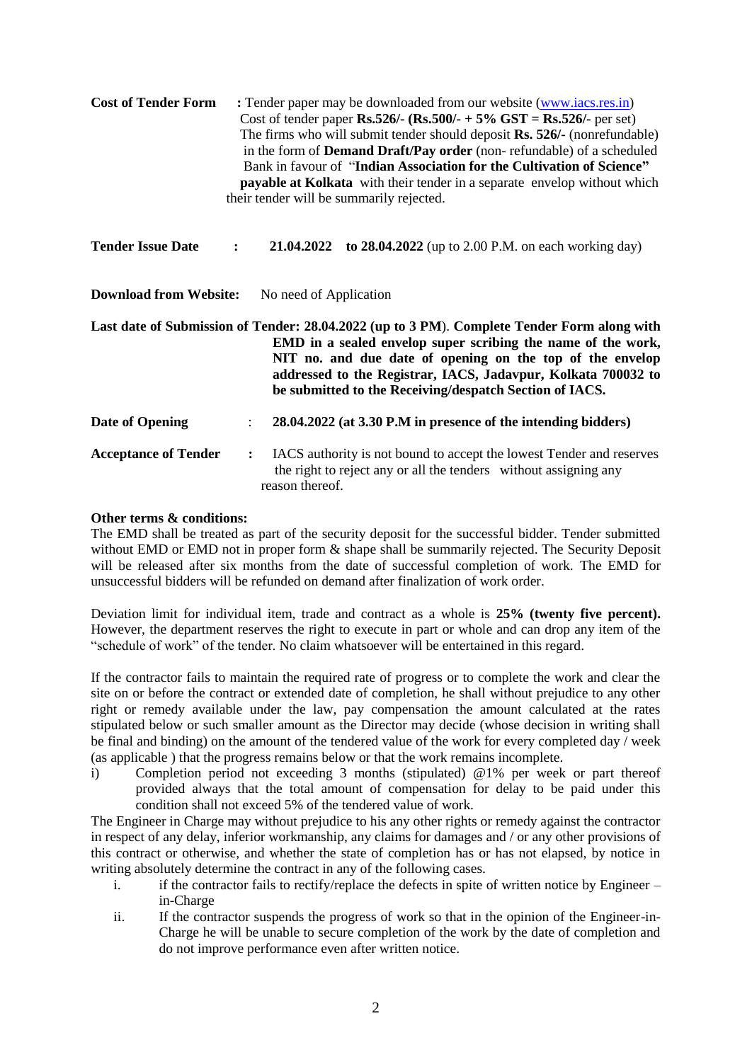**Cost of Tender Form** : Tender paper may be downloaded from our website (www.iacs.res.in) Cost of tender paper **Rs.526/- (Rs.500/- + 5% GST = Rs.526/-** per set) The firms who will submit tender should deposit **Rs. 526/-** (nonrefundable) in the form of **Demand Draft/Pay order** (non- refundable) of a scheduled Bank in favour of "**Indian Association for the Cultivation of Science" payable at Kolkata** with their tender in a separate envelop without which their tender will be summarily rejected.

**Tender Issue Date** : **21.04.2022 to 28.04.2022** (up to 2.00 P.M. on each working day)

**Download from Website:** No need of Application

**Last date of Submission of Tender: 28.04.2022 (up to 3 PM**). **Complete Tender Form along with EMD in a sealed envelop super scribing the name of the work, NIT no. and due date of opening on the top of the envelop addressed to the Registrar, IACS, Jadavpur, Kolkata 700032 to be submitted to the Receiving/despatch Section of IACS.**

**Date of Opening** : **28.04.2022 (at 3.30 P.M in presence of the intending bidders)**

**Acceptance of Tender** : IACS authority is not bound to accept the lowest Tender and reserves the right to reject any or all the tenders without assigning any reason thereof.

**Other terms & conditions:**

The EMD shall be treated as part of the security deposit for the successful bidder. Tender submitted without EMD or EMD not in proper form & shape shall be summarily rejected. The Security Deposit will be released after six months from the date of successful completion of work. The EMD for unsuccessful bidders will be refunded on demand after finalization of work order.

Deviation limit for individual item, trade and contract as a whole is **25% (twenty five percent).** However, the department reserves the right to execute in part or whole and can drop any item of the "schedule of work" of the tender. No claim whatsoever will be entertained in this regard.

If the contractor fails to maintain the required rate of progress or to complete the work and clear the site on or before the contract or extended date of completion, he shall without prejudice to any other right or remedy available under the law, pay compensation the amount calculated at the rates stipulated below or such smaller amount as the Director may decide (whose decision in writing shall be final and binding) on the amount of the tendered value of the work for every completed day / week (as applicable ) that the progress remains below or that the work remains incomplete.

i) Completion period not exceeding 3 months (stipulated) @1% per week or part thereof provided always that the total amount of compensation for delay to be paid under this condition shall not exceed 5% of the tendered value of work.

The Engineer in Charge may without prejudice to his any other rights or remedy against the contractor in respect of any delay, inferior workmanship, any claims for damages and / or any other provisions of this contract or otherwise, and whether the state of completion has or has not elapsed, by notice in writing absolutely determine the contract in any of the following cases.

i. if the contractor fails to rectify/replace the defects in spite of written notice by Engineer – in-Charge
ii. If the contractor suspends the progress of work so that in the opinion of the Engineer-in-Charge he will be unable to secure completion of the work by the date of completion and do not improve performance even after written notice.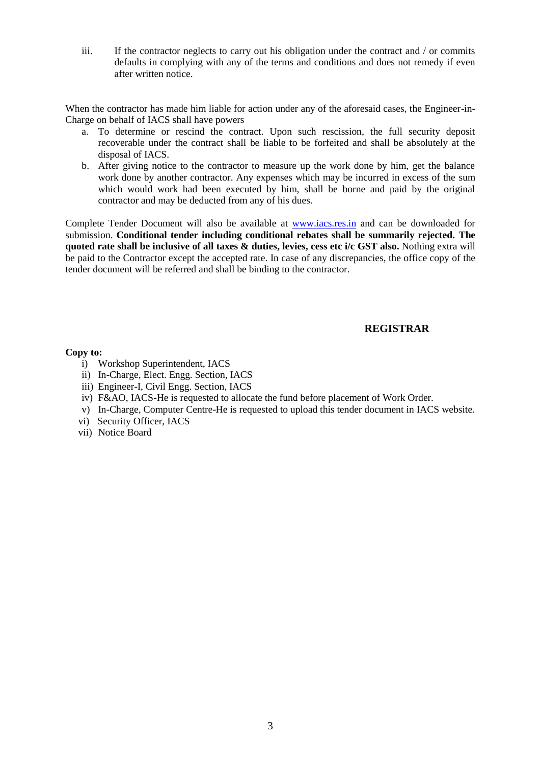iii. If the contractor neglects to carry out his obligation under the contract and / or commits defaults in complying with any of the terms and conditions and does not remedy if even after written notice.

When the contractor has made him liable for action under any of the aforesaid cases, the Engineer-in-Charge on behalf of IACS shall have powers

a. To determine or rescind the contract. Upon such rescission, the full security deposit recoverable under the contract shall be liable to be forfeited and shall be absolutely at the disposal of IACS.
b. After giving notice to the contractor to measure up the work done by him, get the balance work done by another contractor. Any expenses which may be incurred in excess of the sum which would work had been executed by him, shall be borne and paid by the original contractor and may be deducted from any of his dues.

Complete Tender Document will also be available at www.iacs.res.in and can be downloaded for submission. **Conditional tender including conditional rebates shall be summarily rejected. The quoted rate shall be inclusive of all taxes & duties, levies, cess etc i/c GST also.** Nothing extra will be paid to the Contractor except the accepted rate. In case of any discrepancies, the office copy of the tender document will be referred and shall be binding to the contractor.

**REGISTRAR**

**Copy to:**

i) Workshop Superintendent, IACS
ii) In-Charge, Elect. Engg. Section, IACS
iii) Engineer-I, Civil Engg. Section, IACS
iv) F&AO, IACS-He is requested to allocate the fund before placement of Work Order.
v) In-Charge, Computer Centre-He is requested to upload this tender document in IACS website.
vi) Security Officer, IACS
vii) Notice Board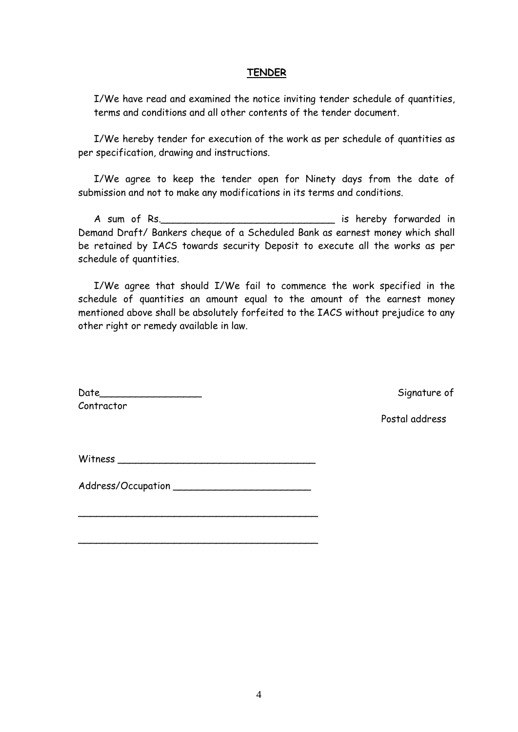# **TENDER**

I/We have read and examined the notice inviting tender schedule of quantities, terms and conditions and all other contents of the tender document.

I/We hereby tender for execution of the work as per schedule of quantities as per specification, drawing and instructions.

I/We agree to keep the tender open for Ninety days from the date of submission and not to make any modifications in its terms and conditions.

A sum of Rs.______________________________ is hereby forwarded in Demand Draft/ Bankers cheque of a Scheduled Bank as earnest money which shall be retained by IACS towards security Deposit to execute all the works as per schedule of quantities.

I/We agree that should I/We fail to commence the work specified in the schedule of quantities an amount equal to the amount of the earnest money mentioned above shall be absolutely forfeited to the IACS without prejudice to any other right or remedy available in law.

Date_________________ Signature of Contractor

Postal address

Witness _________________________________

Address/Occupation _______________________

_________________________________________

_________________________________________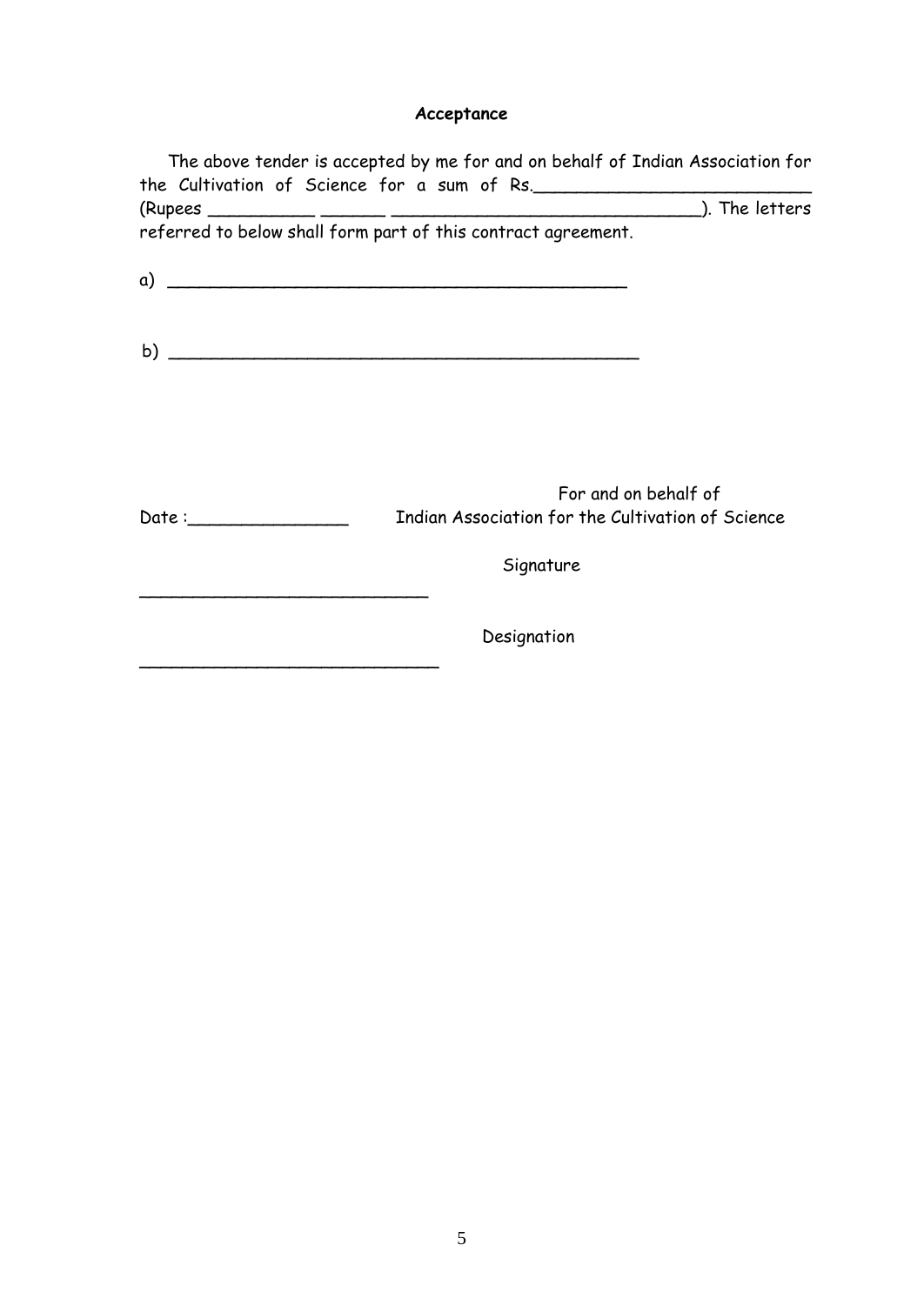**Acceptance**

The above tender is accepted by me for and on behalf of Indian Association for the Cultivation of Science for a sum of Rs.__________________________ (Rupees __________ ______ _____________________________). The letters referred to below shall form part of this contract agreement.

a) ___________________________________________

b) ___________________________________________

For and on behalf of
Indian Association for the Cultivation of Science

Date :_______________

___________________________ Signature

____________________________ Designation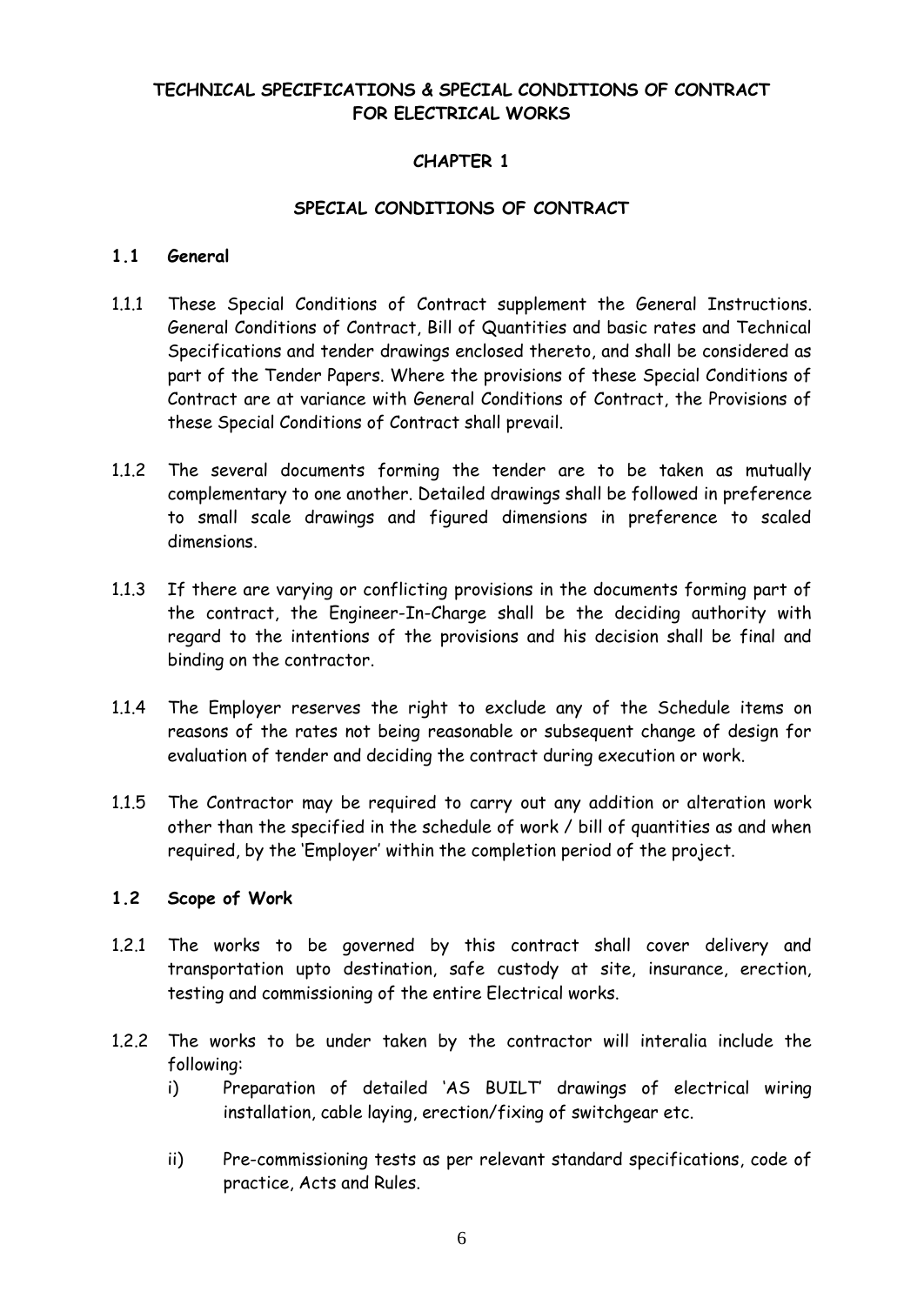# TECHNICAL SPECIFICATIONS & SPECIAL CONDITIONS OF CONTRACT FOR ELECTRICAL WORKS

## CHAPTER 1

## SPECIAL CONDITIONS OF CONTRACT

### 1.1 General

1.1.1 These Special Conditions of Contract supplement the General Instructions. General Conditions of Contract, Bill of Quantities and basic rates and Technical Specifications and tender drawings enclosed thereto, and shall be considered as part of the Tender Papers. Where the provisions of these Special Conditions of Contract are at variance with General Conditions of Contract, the Provisions of these Special Conditions of Contract shall prevail.

1.1.2 The several documents forming the tender are to be taken as mutually complementary to one another. Detailed drawings shall be followed in preference to small scale drawings and figured dimensions in preference to scaled dimensions.

1.1.3 If there are varying or conflicting provisions in the documents forming part of the contract, the Engineer-In-Charge shall be the deciding authority with regard to the intentions of the provisions and his decision shall be final and binding on the contractor.

1.1.4 The Employer reserves the right to exclude any of the Schedule items on reasons of the rates not being reasonable or subsequent change of design for evaluation of tender and deciding the contract during execution or work.

1.1.5 The Contractor may be required to carry out any addition or alteration work other than the specified in the schedule of work / bill of quantities as and when required, by the 'Employer' within the completion period of the project.

### 1.2 Scope of Work

1.2.1 The works to be governed by this contract shall cover delivery and transportation upto destination, safe custody at site, insurance, erection, testing and commissioning of the entire Electrical works.

1.2.2 The works to be under taken by the contractor will interalia include the following:

i) Preparation of detailed 'AS BUILT' drawings of electrical wiring installation, cable laying, erection/fixing of switchgear etc.

ii) Pre-commissioning tests as per relevant standard specifications, code of practice, Acts and Rules.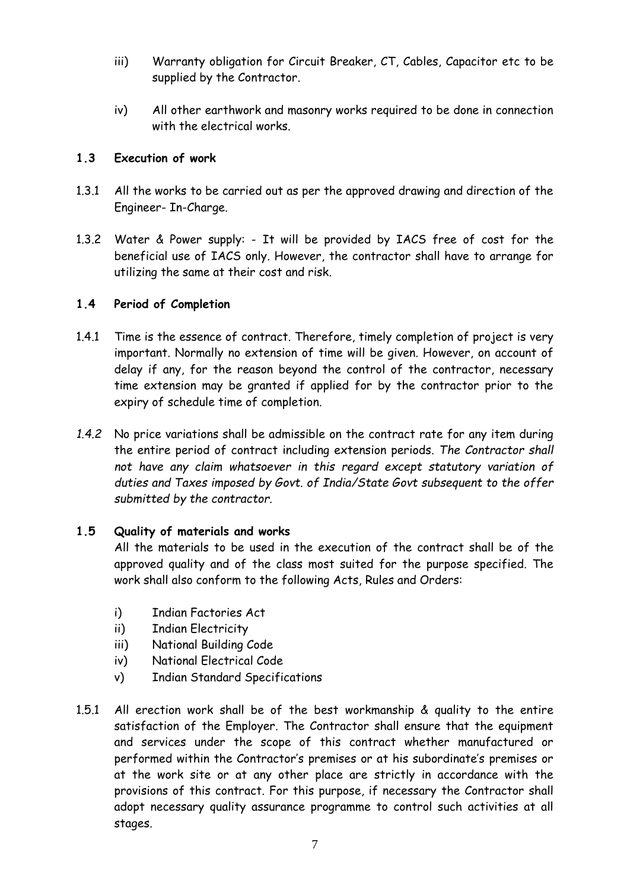iii) Warranty obligation for Circuit Breaker, CT, Cables, Capacitor etc to be supplied by the Contractor.

iv) All other earthwork and masonry works required to be done in connection with the electrical works.

### 1.3 Execution of work

1.3.1 All the works to be carried out as per the approved drawing and direction of the Engineer- In-Charge.

1.3.2 Water & Power supply: - It will be provided by IACS free of cost for the beneficial use of IACS only. However, the contractor shall have to arrange for utilizing the same at their cost and risk.

### 1.4 Period of Completion

1.4.1 Time is the essence of contract. Therefore, timely completion of project is very important. Normally no extension of time will be given. However, on account of delay if any, for the reason beyond the control of the contractor, necessary time extension may be granted if applied for by the contractor prior to the expiry of schedule time of completion.

*1.4.2* No price variations shall be admissible on the contract rate for any item during the entire period of contract including extension periods. *The Contractor shall not have any claim whatsoever in this regard except statutory variation of duties and Taxes imposed by Govt. of India/State Govt subsequent to the offer submitted by the contractor.*

### 1.5 Quality of materials and works

All the materials to be used in the execution of the contract shall be of the approved quality and of the class most suited for the purpose specified. The work shall also conform to the following Acts, Rules and Orders:

i) Indian Factories Act
ii) Indian Electricity
iii) National Building Code
iv) National Electrical Code
v) Indian Standard Specifications

1.5.1 All erection work shall be of the best workmanship & quality to the entire satisfaction of the Employer. The Contractor shall ensure that the equipment and services under the scope of this contract whether manufactured or performed within the Contractor's premises or at his subordinate's premises or at the work site or at any other place are strictly in accordance with the provisions of this contract. For this purpose, if necessary the Contractor shall adopt necessary quality assurance programme to control such activities at all stages.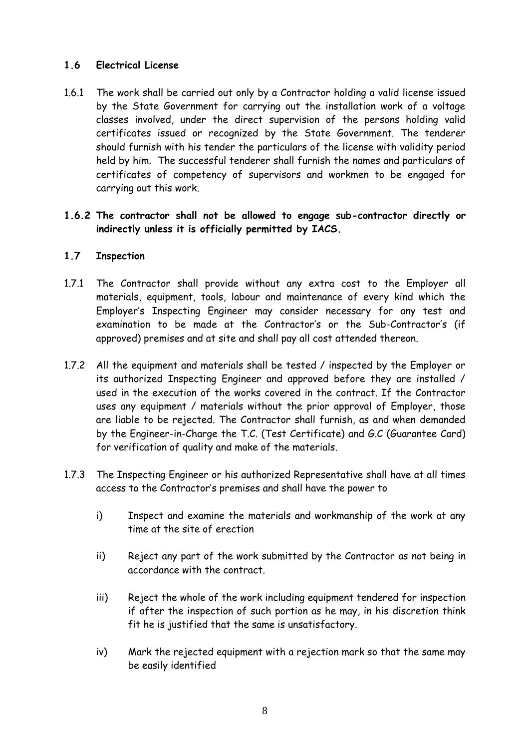### 1.6 Electrical License

1.6.1 The work shall be carried out only by a Contractor holding a valid license issued by the State Government for carrying out the installation work of a voltage classes involved, under the direct supervision of the persons holding valid certificates issued or recognized by the State Government. The tenderer should furnish with his tender the particulars of the license with validity period held by him. The successful tenderer shall furnish the names and particulars of certificates of competency of supervisors and workmen to be engaged for carrying out this work.

**1.6.2 The contractor shall not be allowed to engage sub-contractor directly or indirectly unless it is officially permitted by IACS.**

### 1.7 Inspection

1.7.1 The Contractor shall provide without any extra cost to the Employer all materials, equipment, tools, labour and maintenance of every kind which the Employer's Inspecting Engineer may consider necessary for any test and examination to be made at the Contractor's or the Sub-Contractor's (if approved) premises and at site and shall pay all cost attended thereon.

1.7.2 All the equipment and materials shall be tested / inspected by the Employer or its authorized Inspecting Engineer and approved before they are installed / used in the execution of the works covered in the contract. If the Contractor uses any equipment / materials without the prior approval of Employer, those are liable to be rejected. The Contractor shall furnish, as and when demanded by the Engineer-in-Charge the T.C. (Test Certificate) and G.C (Guarantee Card) for verification of quality and make of the materials.

1.7.3 The Inspecting Engineer or his authorized Representative shall have at all times access to the Contractor's premises and shall have the power to

i) Inspect and examine the materials and workmanship of the work at any time at the site of erection

ii) Reject any part of the work submitted by the Contractor as not being in accordance with the contract.

iii) Reject the whole of the work including equipment tendered for inspection if after the inspection of such portion as he may, in his discretion think fit he is justified that the same is unsatisfactory.

iv) Mark the rejected equipment with a rejection mark so that the same may be easily identified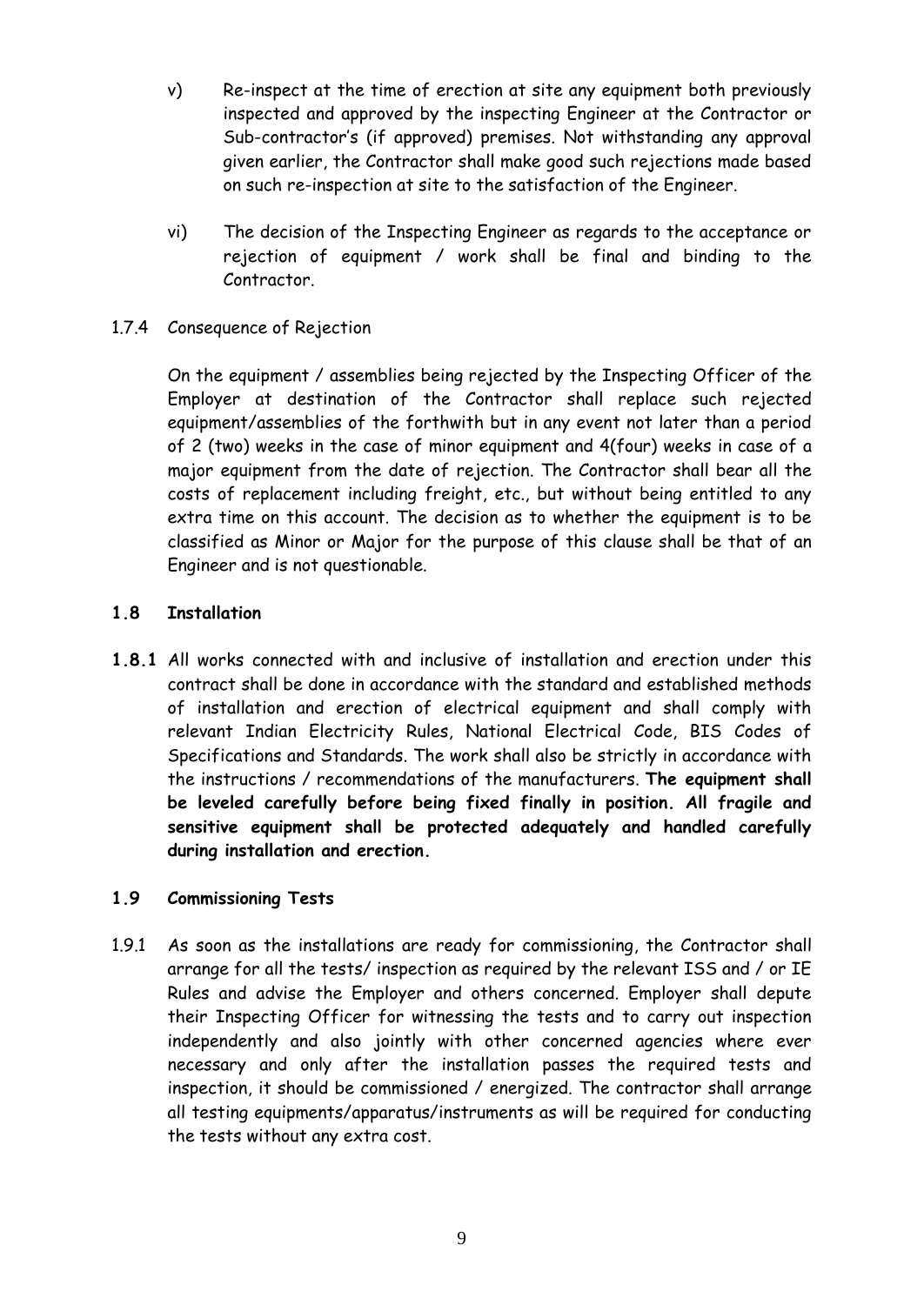v) Re-inspect at the time of erection at site any equipment both previously inspected and approved by the inspecting Engineer at the Contractor or Sub-contractor's (if approved) premises. Not withstanding any approval given earlier, the Contractor shall make good such rejections made based on such re-inspection at site to the satisfaction of the Engineer.

vi) The decision of the Inspecting Engineer as regards to the acceptance or rejection of equipment / work shall be final and binding to the Contractor.

1.7.4 Consequence of Rejection

On the equipment / assemblies being rejected by the Inspecting Officer of the Employer at destination of the Contractor shall replace such rejected equipment/assemblies of the forthwith but in any event not later than a period of 2 (two) weeks in the case of minor equipment and 4(four) weeks in case of a major equipment from the date of rejection. The Contractor shall bear all the costs of replacement including freight, etc., but without being entitled to any extra time on this account. The decision as to whether the equipment is to be classified as Minor or Major for the purpose of this clause shall be that of an Engineer and is not questionable.

## 1.8 Installation

**1.8.1** All works connected with and inclusive of installation and erection under this contract shall be done in accordance with the standard and established methods of installation and erection of electrical equipment and shall comply with relevant Indian Electricity Rules, National Electrical Code, BIS Codes of Specifications and Standards. The work shall also be strictly in accordance with the instructions / recommendations of the manufacturers. **The equipment shall be leveled carefully before being fixed finally in position. All fragile and sensitive equipment shall be protected adequately and handled carefully during installation and erection.**

## 1.9 Commissioning Tests

1.9.1 As soon as the installations are ready for commissioning, the Contractor shall arrange for all the tests/ inspection as required by the relevant ISS and / or IE Rules and advise the Employer and others concerned. Employer shall depute their Inspecting Officer for witnessing the tests and to carry out inspection independently and also jointly with other concerned agencies where ever necessary and only after the installation passes the required tests and inspection, it should be commissioned / energized. The contractor shall arrange all testing equipments/apparatus/instruments as will be required for conducting the tests without any extra cost.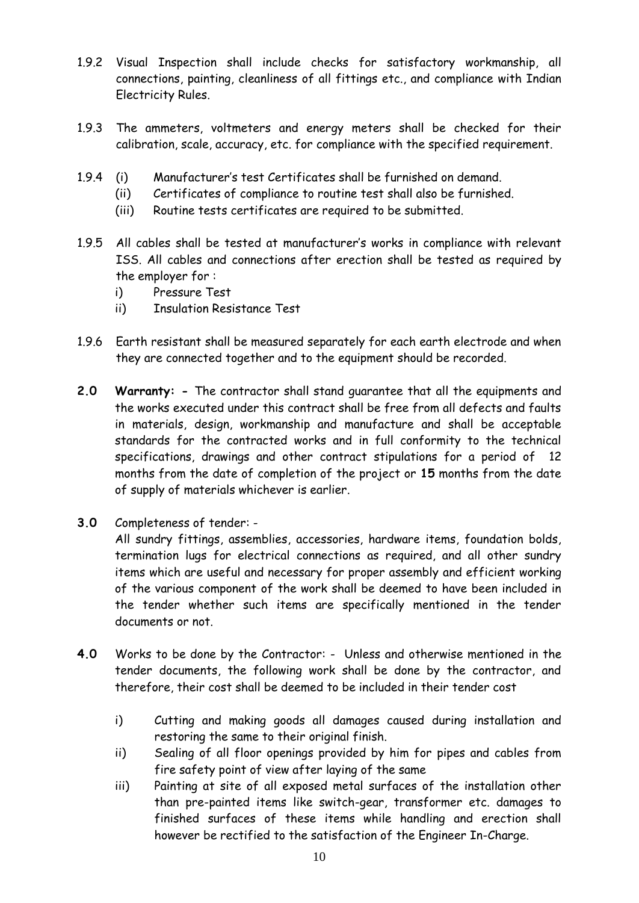1.9.2 Visual Inspection shall include checks for satisfactory workmanship, all connections, painting, cleanliness of all fittings etc., and compliance with Indian Electricity Rules.

1.9.3 The ammeters, voltmeters and energy meters shall be checked for their calibration, scale, accuracy, etc. for compliance with the specified requirement.

1.9.4 (i) Manufacturer's test Certificates shall be furnished on demand.
(ii) Certificates of compliance to routine test shall also be furnished.
(iii) Routine tests certificates are required to be submitted.

1.9.5 All cables shall be tested at manufacturer's works in compliance with relevant ISS. All cables and connections after erection shall be tested as required by the employer for :
i) Pressure Test
ii) Insulation Resistance Test

1.9.6 Earth resistant shall be measured separately for each earth electrode and when they are connected together and to the equipment should be recorded.

**2.0** **Warranty: -** The contractor shall stand guarantee that all the equipments and the works executed under this contract shall be free from all defects and faults in materials, design, workmanship and manufacture and shall be acceptable standards for the contracted works and in full conformity to the technical specifications, drawings and other contract stipulations for a period of 12 months from the date of completion of the project or **15** months from the date of supply of materials whichever is earlier.

**3.0** Completeness of tender: -
All sundry fittings, assemblies, accessories, hardware items, foundation bolds, termination lugs for electrical connections as required, and all other sundry items which are useful and necessary for proper assembly and efficient working of the various component of the work shall be deemed to have been included in the tender whether such items are specifically mentioned in the tender documents or not.

**4.0** Works to be done by the Contractor: - Unless and otherwise mentioned in the tender documents, the following work shall be done by the contractor, and therefore, their cost shall be deemed to be included in their tender cost

i) Cutting and making goods all damages caused during installation and restoring the same to their original finish.
ii) Sealing of all floor openings provided by him for pipes and cables from fire safety point of view after laying of the same
iii) Painting at site of all exposed metal surfaces of the installation other than pre-painted items like switch-gear, transformer etc. damages to finished surfaces of these items while handling and erection shall however be rectified to the satisfaction of the Engineer In-Charge.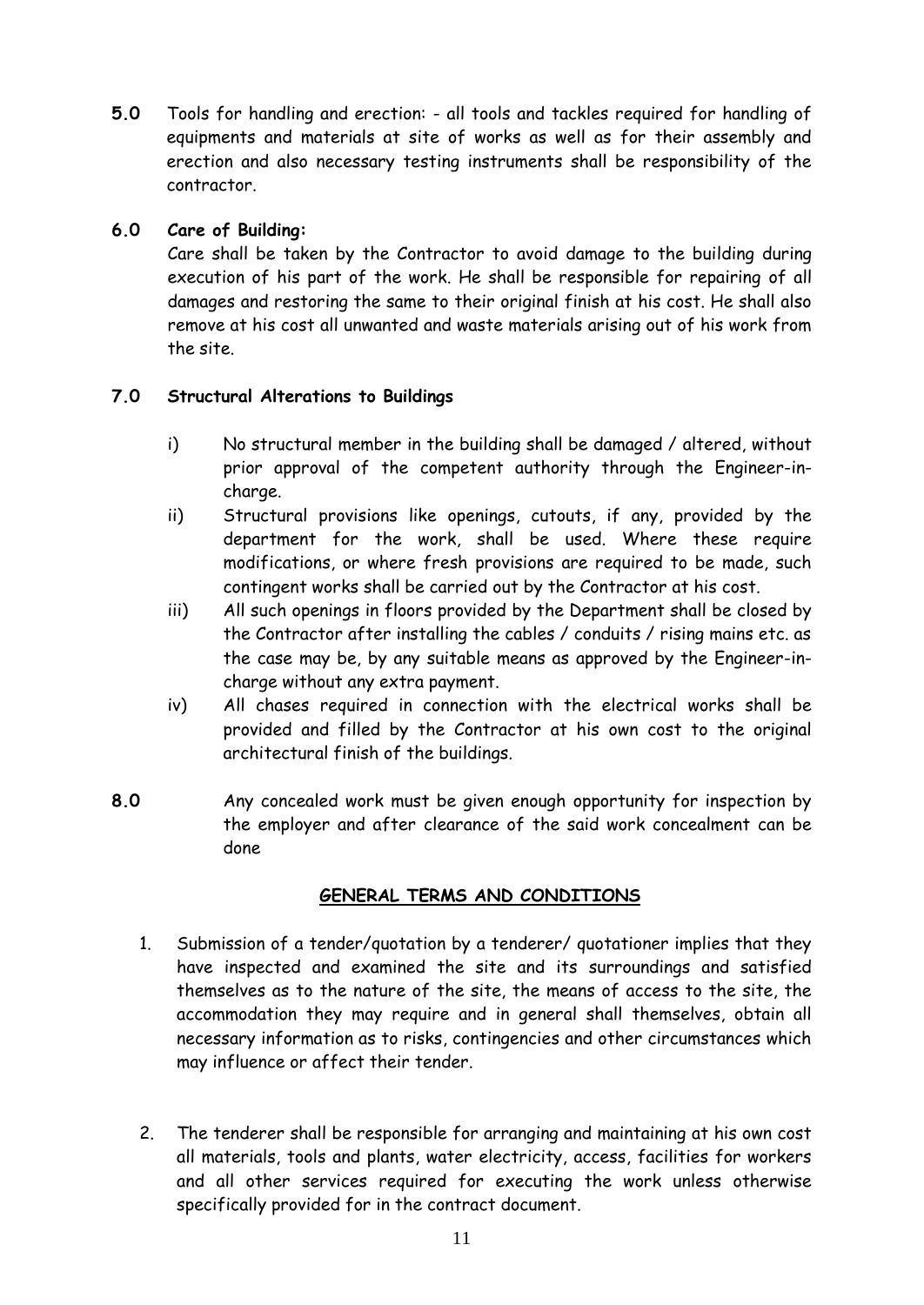**5.0** Tools for handling and erection: - all tools and tackles required for handling of equipments and materials at site of works as well as for their assembly and erection and also necessary testing instruments shall be responsibility of the contractor.

**6.0 Care of Building:**

Care shall be taken by the Contractor to avoid damage to the building during execution of his part of the work. He shall be responsible for repairing of all damages and restoring the same to their original finish at his cost. He shall also remove at his cost all unwanted and waste materials arising out of his work from the site.

**7.0 Structural Alterations to Buildings**

i) No structural member in the building shall be damaged / altered, without prior approval of the competent authority through the Engineer-in-charge.

ii) Structural provisions like openings, cutouts, if any, provided by the department for the work, shall be used. Where these require modifications, or where fresh provisions are required to be made, such contingent works shall be carried out by the Contractor at his cost.

iii) All such openings in floors provided by the Department shall be closed by the Contractor after installing the cables / conduits / rising mains etc. as the case may be, by any suitable means as approved by the Engineer-in-charge without any extra payment.

iv) All chases required in connection with the electrical works shall be provided and filled by the Contractor at his own cost to the original architectural finish of the buildings.

**8.0** Any concealed work must be given enough opportunity for inspection by the employer and after clearance of the said work concealment can be done

## GENERAL TERMS AND CONDITIONS

1. Submission of a tender/quotation by a tenderer/ quotationer implies that they have inspected and examined the site and its surroundings and satisfied themselves as to the nature of the site, the means of access to the site, the accommodation they may require and in general shall themselves, obtain all necessary information as to risks, contingencies and other circumstances which may influence or affect their tender.

2. The tenderer shall be responsible for arranging and maintaining at his own cost all materials, tools and plants, water electricity, access, facilities for workers and all other services required for executing the work unless otherwise specifically provided for in the contract document.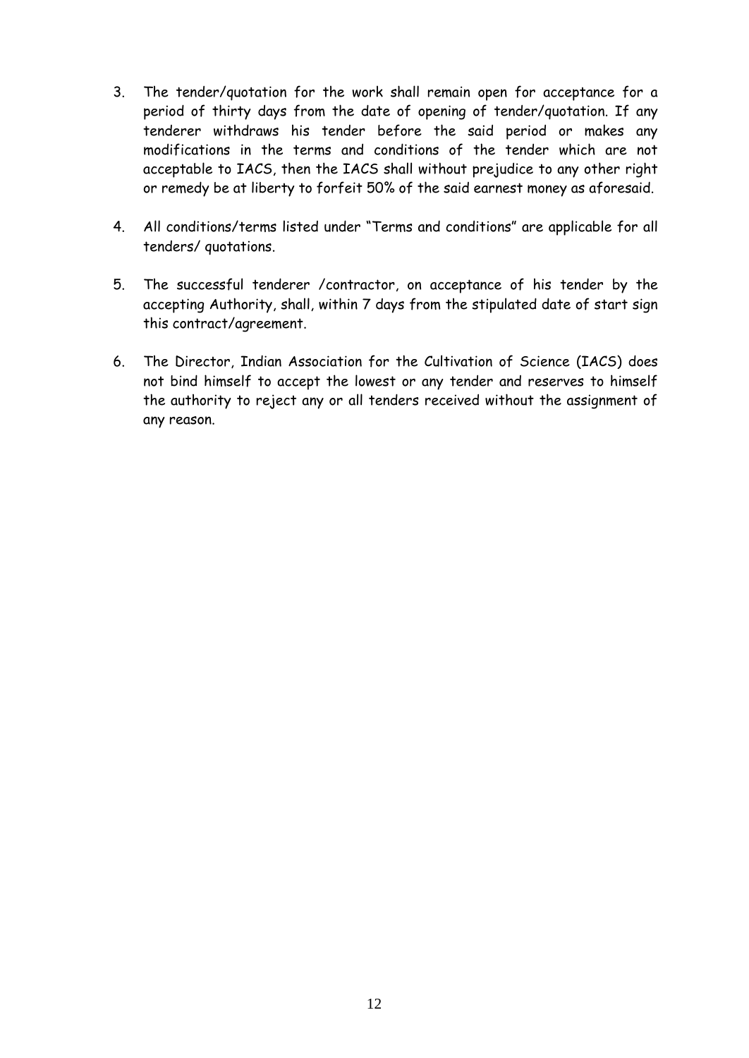3. The tender/quotation for the work shall remain open for acceptance for a period of thirty days from the date of opening of tender/quotation. If any tenderer withdraws his tender before the said period or makes any modifications in the terms and conditions of the tender which are not acceptable to IACS, then the IACS shall without prejudice to any other right or remedy be at liberty to forfeit 50% of the said earnest money as aforesaid.

4. All conditions/terms listed under "Terms and conditions" are applicable for all tenders/ quotations.

5. The successful tenderer /contractor, on acceptance of his tender by the accepting Authority, shall, within 7 days from the stipulated date of start sign this contract/agreement.

6. The Director, Indian Association for the Cultivation of Science (IACS) does not bind himself to accept the lowest or any tender and reserves to himself the authority to reject any or all tenders received without the assignment of any reason.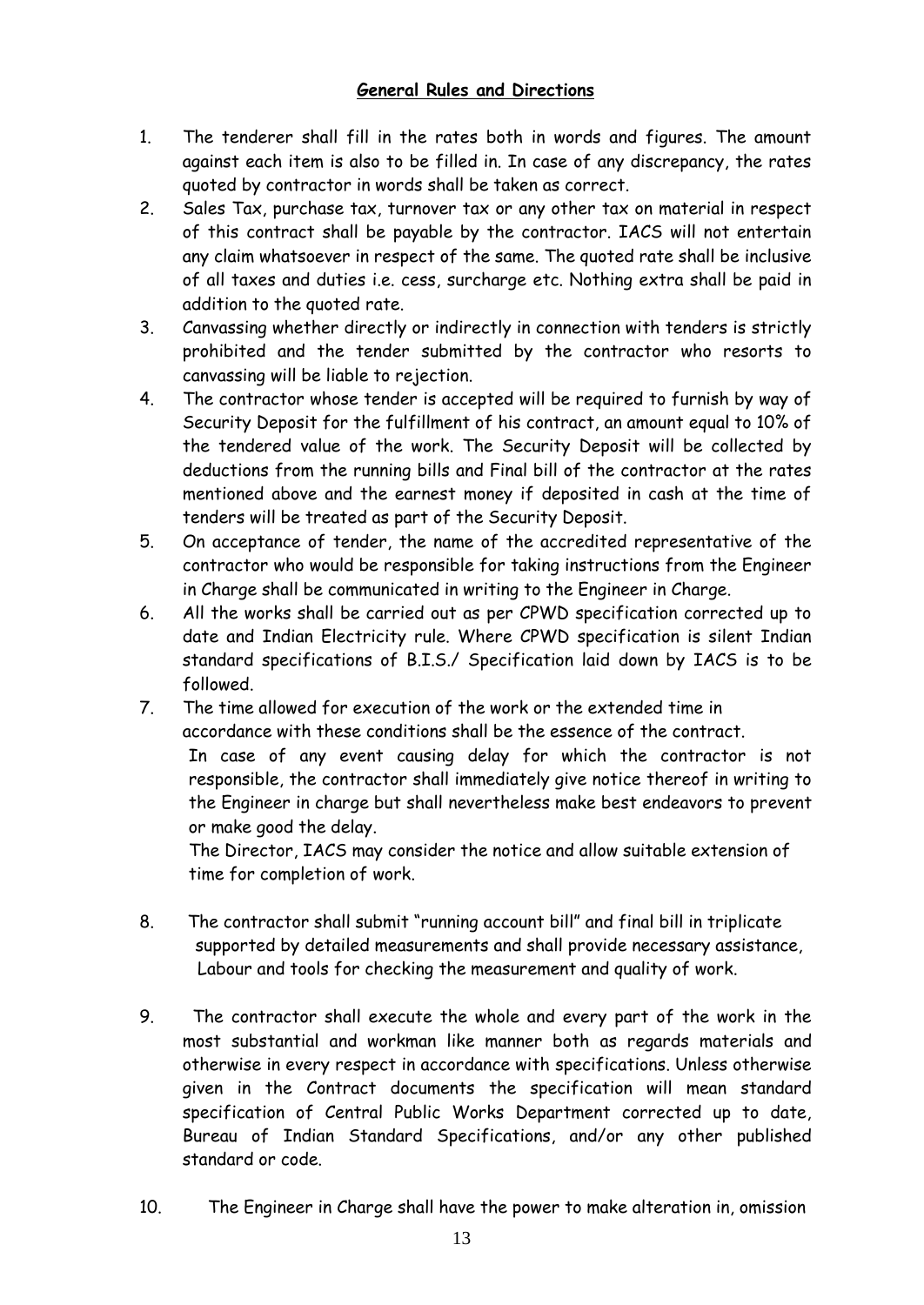**General Rules and Directions**

1. The tenderer shall fill in the rates both in words and figures. The amount against each item is also to be filled in. In case of any discrepancy, the rates quoted by contractor in words shall be taken as correct.
2. Sales Tax, purchase tax, turnover tax or any other tax on material in respect of this contract shall be payable by the contractor. IACS will not entertain any claim whatsoever in respect of the same. The quoted rate shall be inclusive of all taxes and duties i.e. cess, surcharge etc. Nothing extra shall be paid in addition to the quoted rate.
3. Canvassing whether directly or indirectly in connection with tenders is strictly prohibited and the tender submitted by the contractor who resorts to canvassing will be liable to rejection.
4. The contractor whose tender is accepted will be required to furnish by way of Security Deposit for the fulfillment of his contract, an amount equal to 10% of the tendered value of the work. The Security Deposit will be collected by deductions from the running bills and Final bill of the contractor at the rates mentioned above and the earnest money if deposited in cash at the time of tenders will be treated as part of the Security Deposit.
5. On acceptance of tender, the name of the accredited representative of the contractor who would be responsible for taking instructions from the Engineer in Charge shall be communicated in writing to the Engineer in Charge.
6. All the works shall be carried out as per CPWD specification corrected up to date and Indian Electricity rule. Where CPWD specification is silent Indian standard specifications of B.I.S./ Specification laid down by IACS is to be followed.
7. The time allowed for execution of the work or the extended time in accordance with these conditions shall be the essence of the contract.

   In case of any event causing delay for which the contractor is not responsible, the contractor shall immediately give notice thereof in writing to the Engineer in charge but shall nevertheless make best endeavors to prevent or make good the delay.

   The Director, IACS may consider the notice and allow suitable extension of time for completion of work.

8. The contractor shall submit "running account bill" and final bill in triplicate supported by detailed measurements and shall provide necessary assistance, Labour and tools for checking the measurement and quality of work.

9. The contractor shall execute the whole and every part of the work in the most substantial and workman like manner both as regards materials and otherwise in every respect in accordance with specifications. Unless otherwise given in the Contract documents the specification will mean standard specification of Central Public Works Department corrected up to date, Bureau of Indian Standard Specifications, and/or any other published standard or code.

10. The Engineer in Charge shall have the power to make alteration in, omission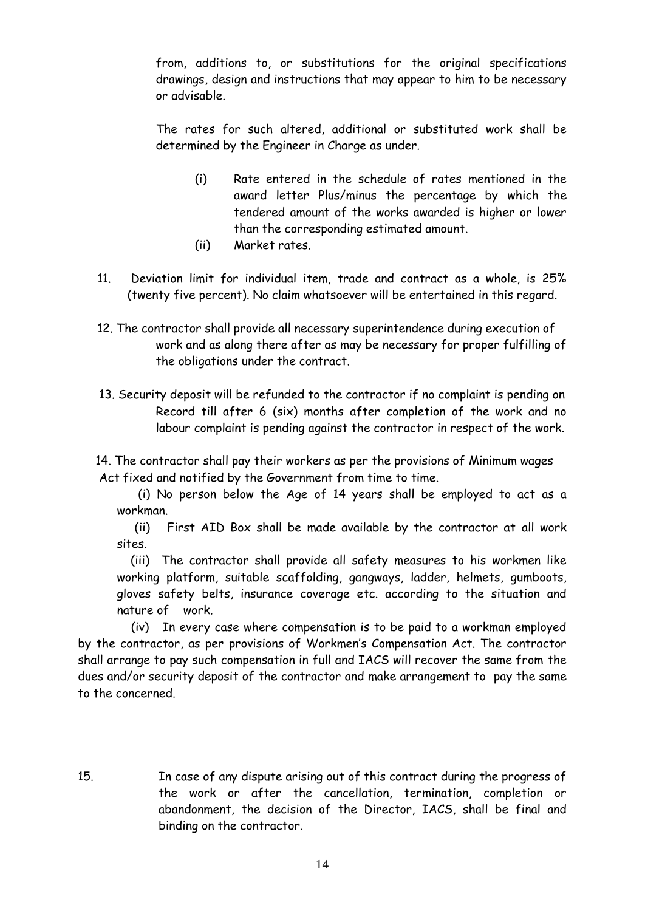from, additions to, or substitutions for the original specifications drawings, design and instructions that may appear to him to be necessary or advisable.

The rates for such altered, additional or substituted work shall be determined by the Engineer in Charge as under.

(i) Rate entered in the schedule of rates mentioned in the award letter Plus/minus the percentage by which the tendered amount of the works awarded is higher or lower than the corresponding estimated amount.

(ii) Market rates.

11. Deviation limit for individual item, trade and contract as a whole, is 25% (twenty five percent). No claim whatsoever will be entertained in this regard.

12. The contractor shall provide all necessary superintendence during execution of work and as along there after as may be necessary for proper fulfilling of the obligations under the contract.

13. Security deposit will be refunded to the contractor if no complaint is pending on Record till after 6 (six) months after completion of the work and no labour complaint is pending against the contractor in respect of the work.

14. The contractor shall pay their workers as per the provisions of Minimum wages Act fixed and notified by the Government from time to time.

(i) No person below the Age of 14 years shall be employed to act as a workman.

(ii) First AID Box shall be made available by the contractor at all work sites.

(iii) The contractor shall provide all safety measures to his workmen like working platform, suitable scaffolding, gangways, ladder, helmets, gumboots, gloves safety belts, insurance coverage etc. according to the situation and nature of work.

(iv) In every case where compensation is to be paid to a workman employed by the contractor, as per provisions of Workmen's Compensation Act. The contractor shall arrange to pay such compensation in full and IACS will recover the same from the dues and/or security deposit of the contractor and make arrangement to pay the same to the concerned.

15. In case of any dispute arising out of this contract during the progress of the work or after the cancellation, termination, completion or abandonment, the decision of the Director, IACS, shall be final and binding on the contractor.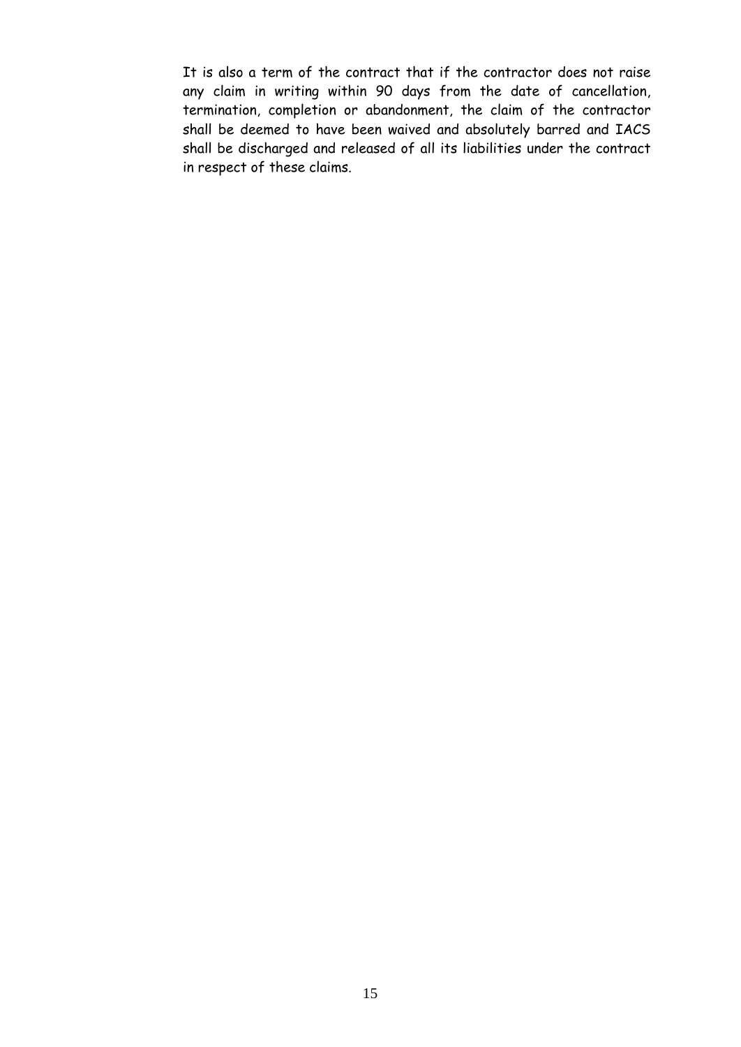It is also a term of the contract that if the contractor does not raise any claim in writing within 90 days from the date of cancellation, termination, completion or abandonment, the claim of the contractor shall be deemed to have been waived and absolutely barred and IACS shall be discharged and released of all its liabilities under the contract in respect of these claims.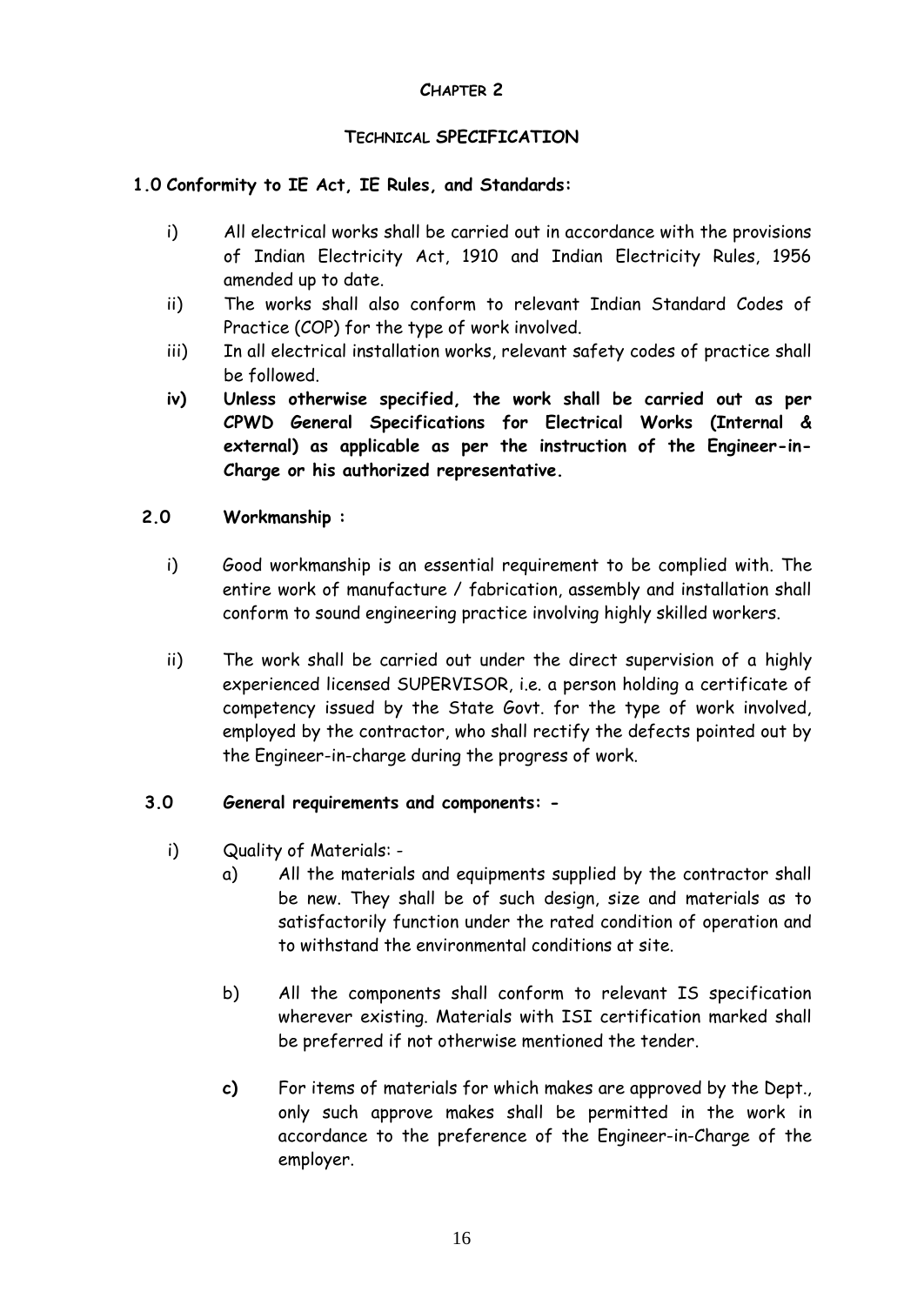# CHAPTER 2

## TECHNICAL SPECIFICATION

### 1.0 Conformity to IE Act, IE Rules, and Standards:

i) All electrical works shall be carried out in accordance with the provisions of Indian Electricity Act, 1910 and Indian Electricity Rules, 1956 amended up to date.

ii) The works shall also conform to relevant Indian Standard Codes of Practice (COP) for the type of work involved.

iii) In all electrical installation works, relevant safety codes of practice shall be followed.

**iv) Unless otherwise specified, the work shall be carried out as per CPWD General Specifications for Electrical Works (Internal & external) as applicable as per the instruction of the Engineer-in-Charge or his authorized representative.**

### 2.0 Workmanship :

i) Good workmanship is an essential requirement to be complied with. The entire work of manufacture / fabrication, assembly and installation shall conform to sound engineering practice involving highly skilled workers.

ii) The work shall be carried out under the direct supervision of a highly experienced licensed SUPERVISOR, i.e. a person holding a certificate of competency issued by the State Govt. for the type of work involved, employed by the contractor, who shall rectify the defects pointed out by the Engineer-in-charge during the progress of work.

### 3.0 General requirements and components: -

i) Quality of Materials: -

a) All the materials and equipments supplied by the contractor shall be new. They shall be of such design, size and materials as to satisfactorily function under the rated condition of operation and to withstand the environmental conditions at site.

b) All the components shall conform to relevant IS specification wherever existing. Materials with ISI certification marked shall be preferred if not otherwise mentioned the tender.

**c)** For items of materials for which makes are approved by the Dept., only such approve makes shall be permitted in the work in accordance to the preference of the Engineer-in-Charge of the employer.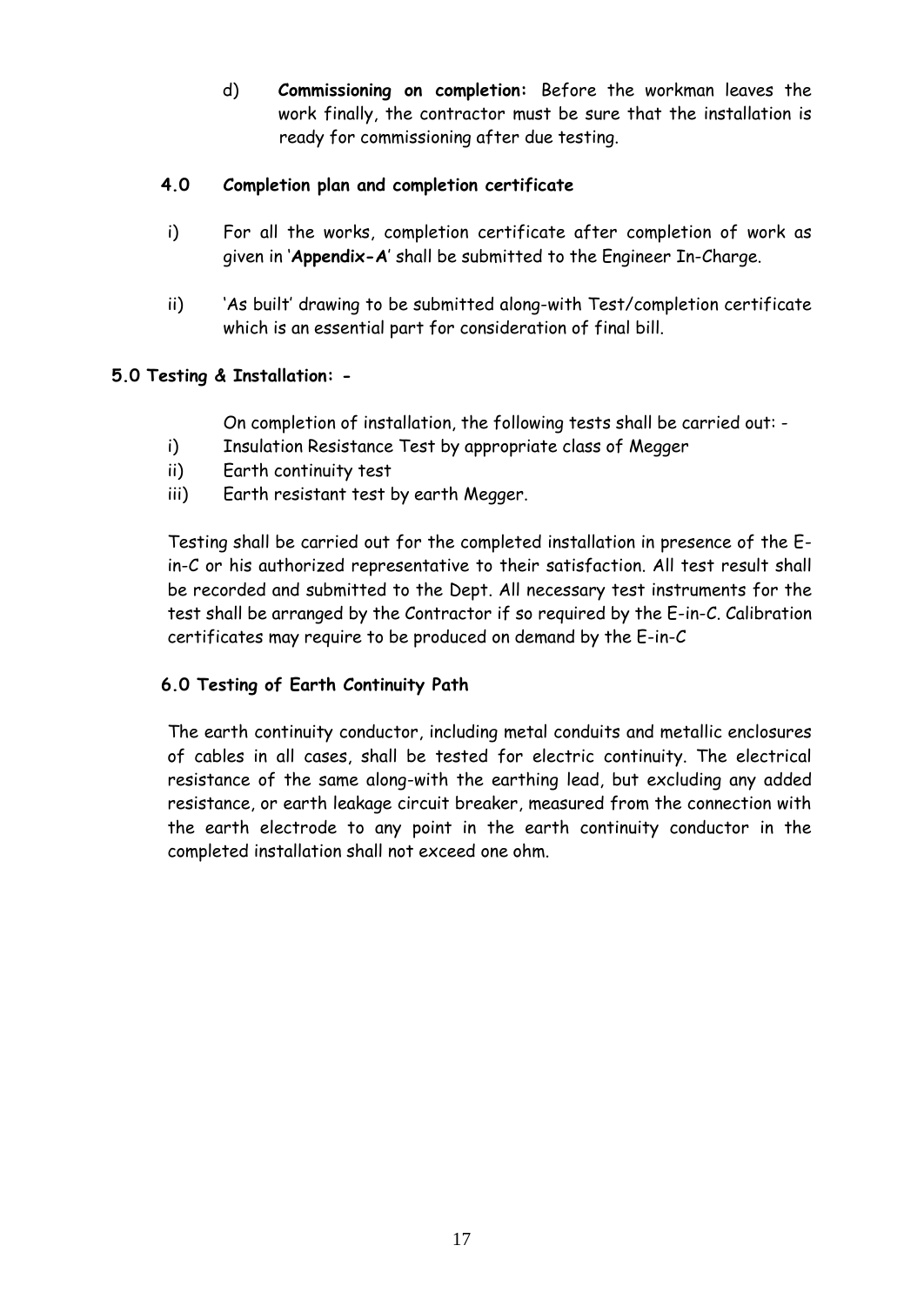d) **Commissioning on completion:** Before the workman leaves the work finally, the contractor must be sure that the installation is ready for commissioning after due testing.

### 4.0 Completion plan and completion certificate

i) For all the works, completion certificate after completion of work as given in '**Appendix-A**' shall be submitted to the Engineer In-Charge.

ii) 'As built' drawing to be submitted along-with Test/completion certificate which is an essential part for consideration of final bill.

### 5.0 Testing & Installation: -

On completion of installation, the following tests shall be carried out: -

i) Insulation Resistance Test by appropriate class of Megger
ii) Earth continuity test
iii) Earth resistant test by earth Megger.

Testing shall be carried out for the completed installation in presence of the E-in-C or his authorized representative to their satisfaction. All test result shall be recorded and submitted to the Dept. All necessary test instruments for the test shall be arranged by the Contractor if so required by the E-in-C. Calibration certificates may require to be produced on demand by the E-in-C

### 6.0 Testing of Earth Continuity Path

The earth continuity conductor, including metal conduits and metallic enclosures of cables in all cases, shall be tested for electric continuity. The electrical resistance of the same along-with the earthing lead, but excluding any added resistance, or earth leakage circuit breaker, measured from the connection with the earth electrode to any point in the earth continuity conductor in the completed installation shall not exceed one ohm.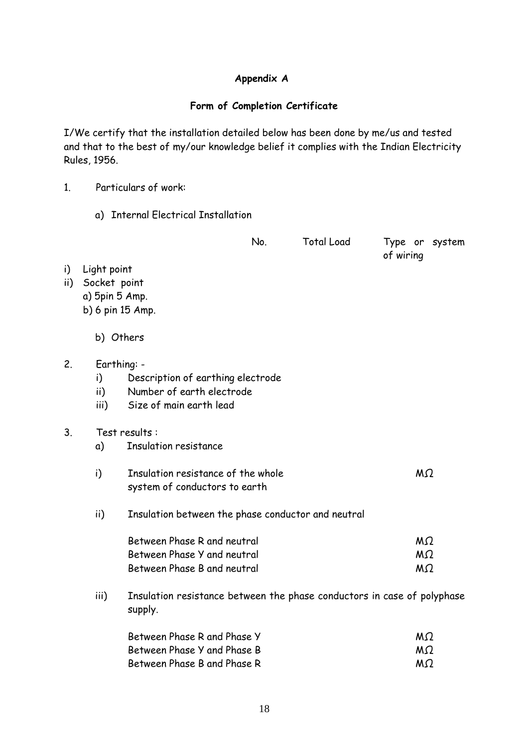**Appendix A**

**Form of Completion Certificate**

I/We certify that the installation detailed below has been done by me/us and tested and that to the best of my/our knowledge belief it complies with the Indian Electricity Rules, 1956.

1. Particulars of work:

   a) Internal Electrical Installation

|  | No. | Total Load | Type or system of wiring |
|---|---|---|---|
| i) Light point | | | |
| ii) Socket point | | | |
| a) 5pin 5 Amp. | | | |
| b) 6 pin 15 Amp. | | | |

   b) Others

2. Earthing: -
   i) Description of earthing electrode
   ii) Number of earth electrode
   iii) Size of main earth lead

3. Test results :
   a) Insulation resistance

   i) Insulation resistance of the whole system of conductors to earth — MΩ

   ii) Insulation between the phase conductor and neutral

   | | |
   |---|---|
   | Between Phase R and neutral | MΩ |
   | Between Phase Y and neutral | MΩ |
   | Between Phase B and neutral | MΩ |

   iii) Insulation resistance between the phase conductors in case of polyphase supply.

   | | |
   |---|---|
   | Between Phase R and Phase Y | MΩ |
   | Between Phase Y and Phase B | MΩ |
   | Between Phase B and Phase R | MΩ |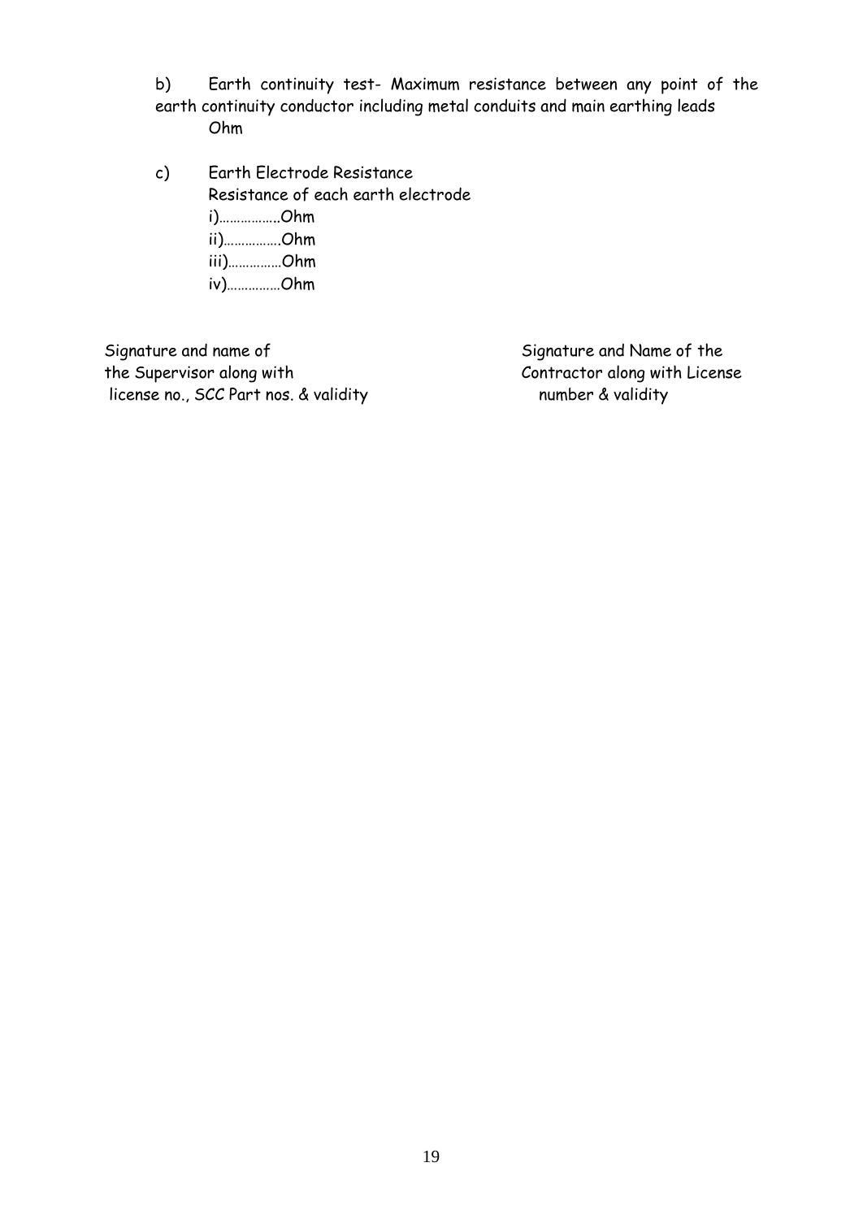b) Earth continuity test- Maximum resistance between any point of the earth continuity conductor including metal conduits and main earthing leads
Ohm

c) Earth Electrode Resistance
Resistance of each earth electrode
i)……………..Ohm
ii)…………….Ohm
iii)……………Ohm
iv)……………Ohm

Signature and name of the Supervisor along with license no., SCC Part nos. & validity

Signature and Name of the Contractor along with License number & validity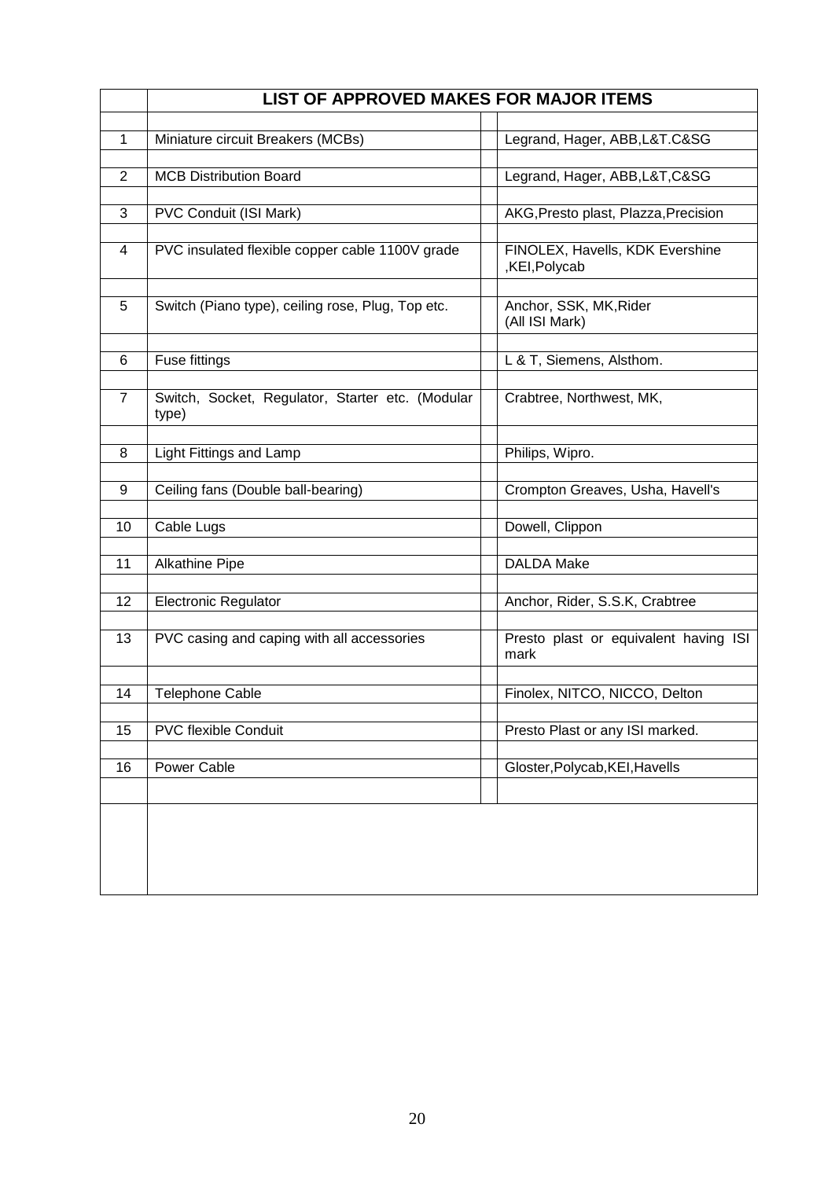| | LIST OF APPROVED MAKES FOR MAJOR ITEMS | |
|---|---|---|
| 1 | Miniature circuit Breakers (MCBs) | Legrand, Hager, ABB,L&T.C&SG |
| 2 | MCB Distribution Board | Legrand, Hager, ABB,L&T,C&SG |
| 3 | PVC Conduit (ISI Mark) | AKG,Presto plast, Plazza,Precision |
| 4 | PVC insulated flexible copper cable 1100V grade | FINOLEX, Havells, KDK Evershine ,KEI,Polycab |
| 5 | Switch (Piano type), ceiling rose, Plug, Top etc. | Anchor, SSK, MK,Rider (All ISI Mark) |
| 6 | Fuse fittings | L & T, Siemens, Alsthom. |
| 7 | Switch, Socket, Regulator, Starter etc. (Modular type) | Crabtree, Northwest, MK, |
| 8 | Light Fittings and Lamp | Philips, Wipro. |
| 9 | Ceiling fans (Double ball-bearing) | Crompton Greaves, Usha, Havell's |
| 10 | Cable Lugs | Dowell, Clippon |
| 11 | Alkathine Pipe | DALDA Make |
| 12 | Electronic Regulator | Anchor, Rider, S.S.K, Crabtree |
| 13 | PVC casing and caping with all accessories | Presto plast or equivalent having ISI mark |
| 14 | Telephone Cable | Finolex, NITCO, NICCO, Delton |
| 15 | PVC flexible Conduit | Presto Plast or any ISI marked. |
| 16 | Power Cable | Gloster,Polycab,KEI,Havells |